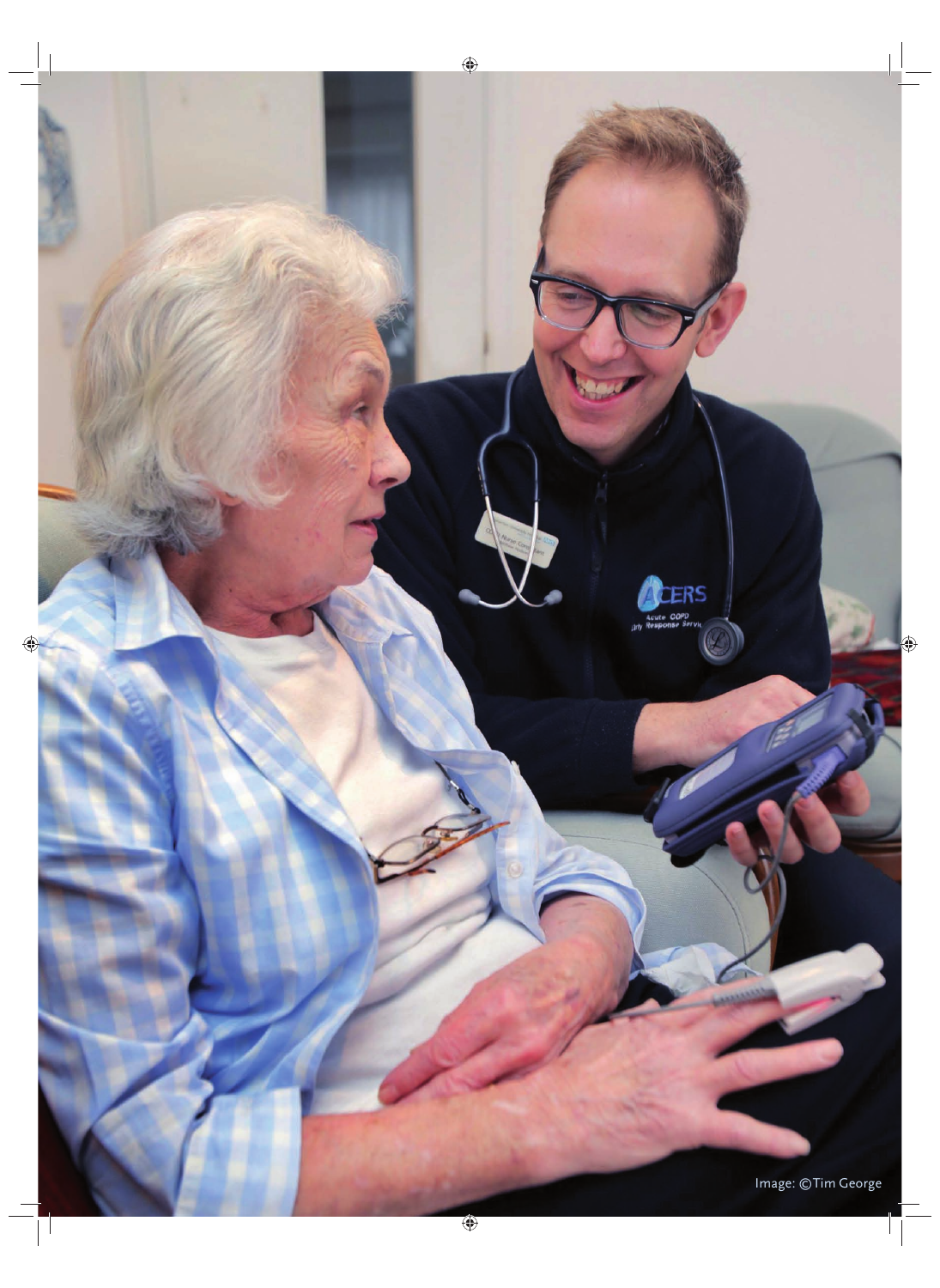Image: ©Tim George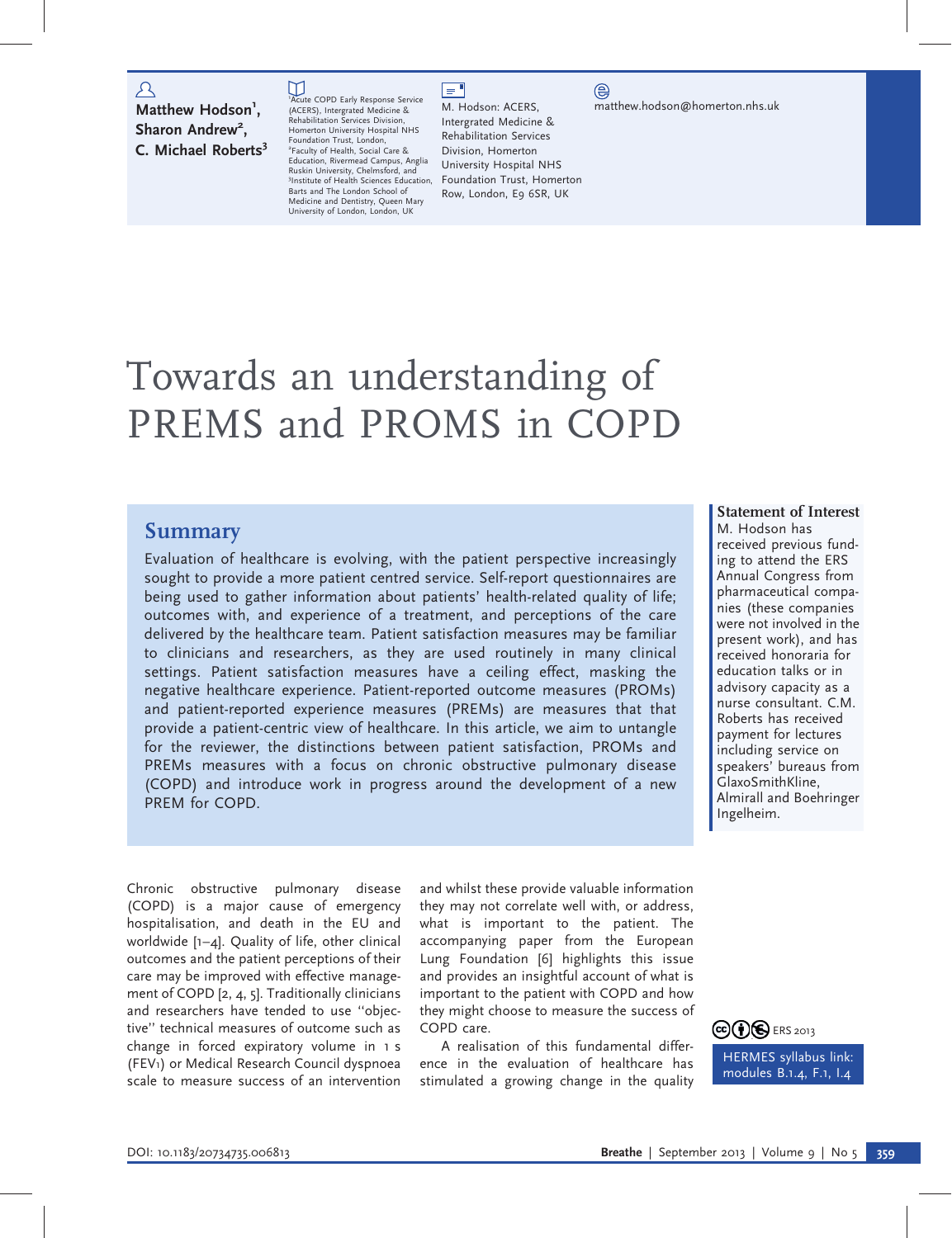**Matthew Hodson[1], Sharon Andrew[2], C. Michael Roberts[3]**

[1]Acute COPD Early Response Service (ACERS), Intergrated Medicine & Rehabilitation Services Division, Homerton University Hospital NHS Foundation Trust, London, [2]Faculty of Health, Social Care & Education, Rivermead Campus, Anglia Ruskin University, Chelmsford, and [3]Institute of Health Sciences Education, Barts and The London School of Medicine and Dentistry, Queen Mary University of London, London, UK

M. Hodson: ACERS, Intergrated Medicine & Rehabilitation Services Division, Homerton University Hospital NHS Foundation Trust, Homerton Row, London, E9 6SR, UK

matthew.hodson@homerton.nhs.uk

# Towards an understanding of PREMS and PROMS in COPD

## Summary

Evaluation of healthcare is evolving, with the patient perspective increasingly sought to provide a more patient centred service. Self-report questionnaires are being used to gather information about patients' health-related quality of life; outcomes with, and experience of a treatment, and perceptions of the care delivered by the healthcare team. Patient satisfaction measures may be familiar to clinicians and researchers, as they are used routinely in many clinical settings. Patient satisfaction measures have a ceiling effect, masking the negative healthcare experience. Patient-reported outcome measures (PROMs) and patient-reported experience measures (PREMs) are measures that that provide a patient-centric view of healthcare. In this article, we aim to untangle for the reviewer, the distinctions between patient satisfaction, PROMs and PREMs measures with a focus on chronic obstructive pulmonary disease (COPD) and introduce work in progress around the development of a new PREM for COPD.

**Statement of Interest**
M. Hodson has received previous funding to attend the ERS Annual Congress from pharmaceutical companies (these companies were not involved in the present work), and has received honoraria for education talks or in advisory capacity as a nurse consultant. C.M. Roberts has received payment for lectures including service on speakers' bureaus from GlaxoSmithKline, Almirall and Boehringer Ingelheim.

Chronic obstructive pulmonary disease (COPD) is a major cause of emergency hospitalisation, and death in the EU and worldwide [1–4]. Quality of life, other clinical outcomes and the patient perceptions of their care may be improved with effective management of COPD [2, 4, 5]. Traditionally clinicians and researchers have tended to use ''objective'' technical measures of outcome such as change in forced expiratory volume in 1 s ($FEV_1$) or Medical Research Council dyspnoea scale to measure success of an intervention and whilst these provide valuable information they may not correlate well with, or address, what is important to the patient. The accompanying paper from the European Lung Foundation [6] highlights this issue and provides an insightful account of what is important to the patient with COPD and how they might choose to measure the success of COPD care.

A realisation of this fundamental difference in the evaluation of healthcare has stimulated a growing change in the quality

ERS 2013

HERMES syllabus link: modules B.1.4, F.1, I.4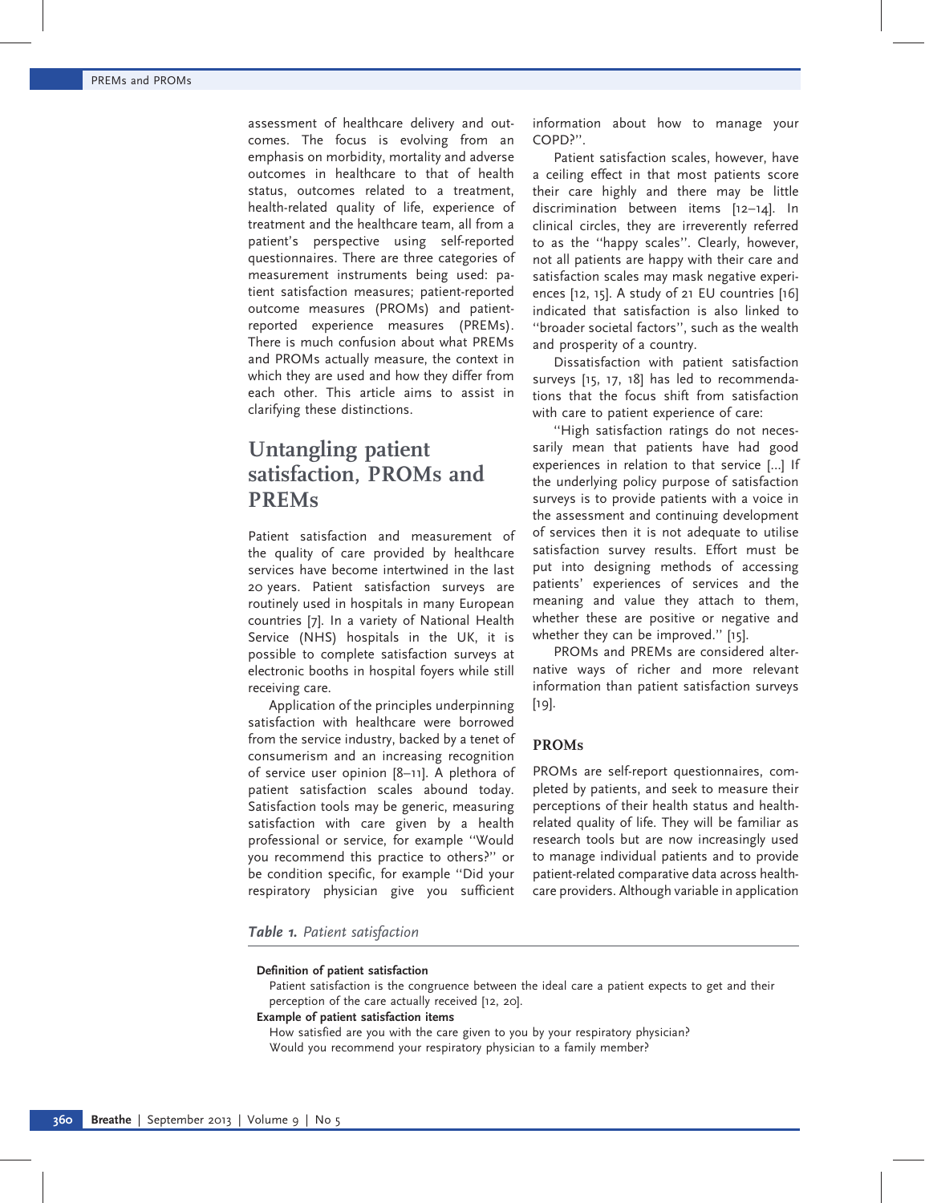assessment of healthcare delivery and outcomes. The focus is evolving from an emphasis on morbidity, mortality and adverse outcomes in healthcare to that of health status, outcomes related to a treatment, health-related quality of life, experience of treatment and the healthcare team, all from a patient's perspective using self-reported questionnaires. There are three categories of measurement instruments being used: patient satisfaction measures; patient-reported outcome measures (PROMs) and patient-reported experience measures (PREMs). There is much confusion about what PREMs and PROMs actually measure, the context in which they are used and how they differ from each other. This article aims to assist in clarifying these distinctions.

## Untangling patient satisfaction, PROMs and PREMs

Patient satisfaction and measurement of the quality of care provided by healthcare services have become intertwined in the last 20 years. Patient satisfaction surveys are routinely used in hospitals in many European countries [7]. In a variety of National Health Service (NHS) hospitals in the UK, it is possible to complete satisfaction surveys at electronic booths in hospital foyers while still receiving care.

Application of the principles underpinning satisfaction with healthcare were borrowed from the service industry, backed by a tenet of consumerism and an increasing recognition of service user opinion [8–11]. A plethora of patient satisfaction scales abound today. Satisfaction tools may be generic, measuring satisfaction with care given by a health professional or service, for example ''Would you recommend this practice to others?'' or be condition specific, for example ''Did your respiratory physician give you sufficient information about how to manage your COPD?''.

Patient satisfaction scales, however, have a ceiling effect in that most patients score their care highly and there may be little discrimination between items [12–14]. In clinical circles, they are irreverently referred to as the ''happy scales''. Clearly, however, not all patients are happy with their care and satisfaction scales may mask negative experiences [12, 15]. A study of 21 EU countries [16] indicated that satisfaction is also linked to ''broader societal factors'', such as the wealth and prosperity of a country.

Dissatisfaction with patient satisfaction surveys [15, 17, 18] has led to recommendations that the focus shift from satisfaction with care to patient experience of care:

''High satisfaction ratings do not necessarily mean that patients have had good experiences in relation to that service […] If the underlying policy purpose of satisfaction surveys is to provide patients with a voice in the assessment and continuing development of services then it is not adequate to utilise satisfaction survey results. Effort must be put into designing methods of accessing patients' experiences of services and the meaning and value they attach to them, whether these are positive or negative and whether they can be improved.'' [15].

PROMs and PREMs are considered alternative ways of richer and more relevant information than patient satisfaction surveys [19].

### PROMs

PROMs are self-report questionnaires, completed by patients, and seek to measure their perceptions of their health status and health-related quality of life. They will be familiar as research tools but are now increasingly used to manage individual patients and to provide patient-related comparative data across healthcare providers. Although variable in application

***Table 1.*** *Patient satisfaction*

**Definition of patient satisfaction**

Patient satisfaction is the congruence between the ideal care a patient expects to get and their perception of the care actually received [12, 20].

**Example of patient satisfaction items**

How satisfied are you with the care given to you by your respiratory physician?
Would you recommend your respiratory physician to a family member?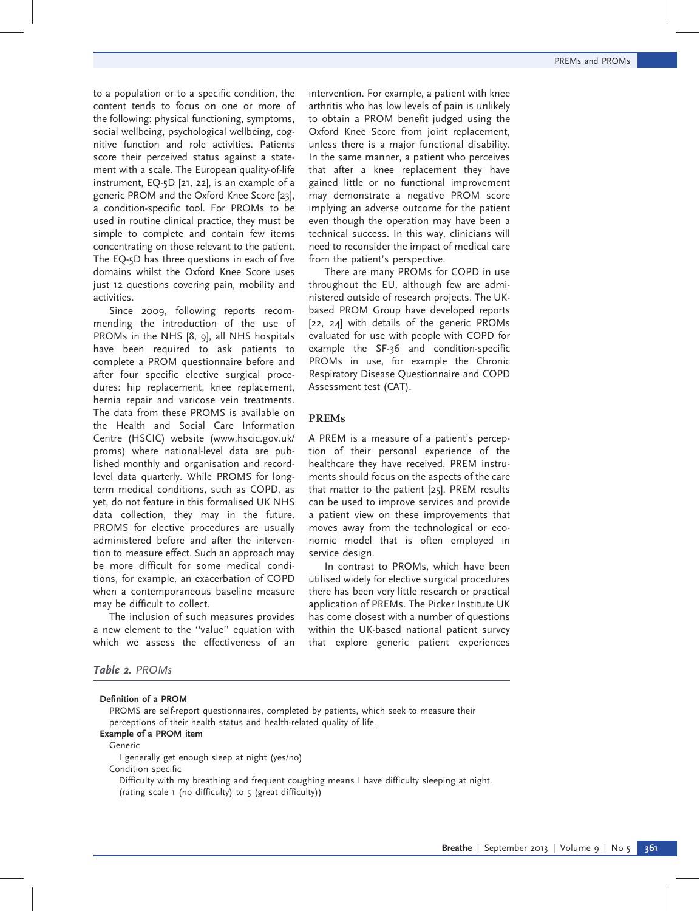to a population or to a specific condition, the content tends to focus on one or more of the following: physical functioning, symptoms, social wellbeing, psychological wellbeing, cognitive function and role activities. Patients score their perceived status against a statement with a scale. The European quality-of-life instrument, EQ-5D [21, 22], is an example of a generic PROM and the Oxford Knee Score [23], a condition-specific tool. For PROMs to be used in routine clinical practice, they must be simple to complete and contain few items concentrating on those relevant to the patient. The EQ-5D has three questions in each of five domains whilst the Oxford Knee Score uses just 12 questions covering pain, mobility and activities.

Since 2009, following reports recommending the introduction of the use of PROMs in the NHS [8, 9], all NHS hospitals have been required to ask patients to complete a PROM questionnaire before and after four specific elective surgical procedures: hip replacement, knee replacement, hernia repair and varicose vein treatments. The data from these PROMS is available on the Health and Social Care Information Centre (HSCIC) website (www.hscic.gov.uk/proms) where national-level data are published monthly and organisation and record-level data quarterly. While PROMS for long-term medical conditions, such as COPD, as yet, do not feature in this formalised UK NHS data collection, they may in the future. PROMS for elective procedures are usually administered before and after the intervention to measure effect. Such an approach may be more difficult for some medical conditions, for example, an exacerbation of COPD when a contemporaneous baseline measure may be difficult to collect.

The inclusion of such measures provides a new element to the "value" equation with which we assess the effectiveness of an intervention. For example, a patient with knee arthritis who has low levels of pain is unlikely to obtain a PROM benefit judged using the Oxford Knee Score from joint replacement, unless there is a major functional disability. In the same manner, a patient who perceives that after a knee replacement they have gained little or no functional improvement may demonstrate a negative PROM score implying an adverse outcome for the patient even though the operation may have been a technical success. In this way, clinicians will need to reconsider the impact of medical care from the patient's perspective.

There are many PROMs for COPD in use throughout the EU, although few are administered outside of research projects. The UK-based PROM Group have developed reports [22, 24] with details of the generic PROMs evaluated for use with people with COPD for example the SF-36 and condition-specific PROMs in use, for example the Chronic Respiratory Disease Questionnaire and COPD Assessment test (CAT).

## PREMs

A PREM is a measure of a patient's perception of their personal experience of the healthcare they have received. PREM instruments should focus on the aspects of the care that matter to the patient [25]. PREM results can be used to improve services and provide a patient view on these improvements that moves away from the technological or economic model that is often employed in service design.

In contrast to PROMs, which have been utilised widely for elective surgical procedures there has been very little research or practical application of PREMs. The Picker Institute UK has come closest with a number of questions within the UK-based national patient survey that explore generic patient experiences

*Table 2. PROMs*

**Definition of a PROM**

PROMS are self-report questionnaires, completed by patients, which seek to measure their perceptions of their health status and health-related quality of life.

**Example of a PROM item**

Generic

I generally get enough sleep at night (yes/no)

Condition specific

Difficulty with my breathing and frequent coughing means I have difficulty sleeping at night. (rating scale 1 (no difficulty) to 5 (great difficulty))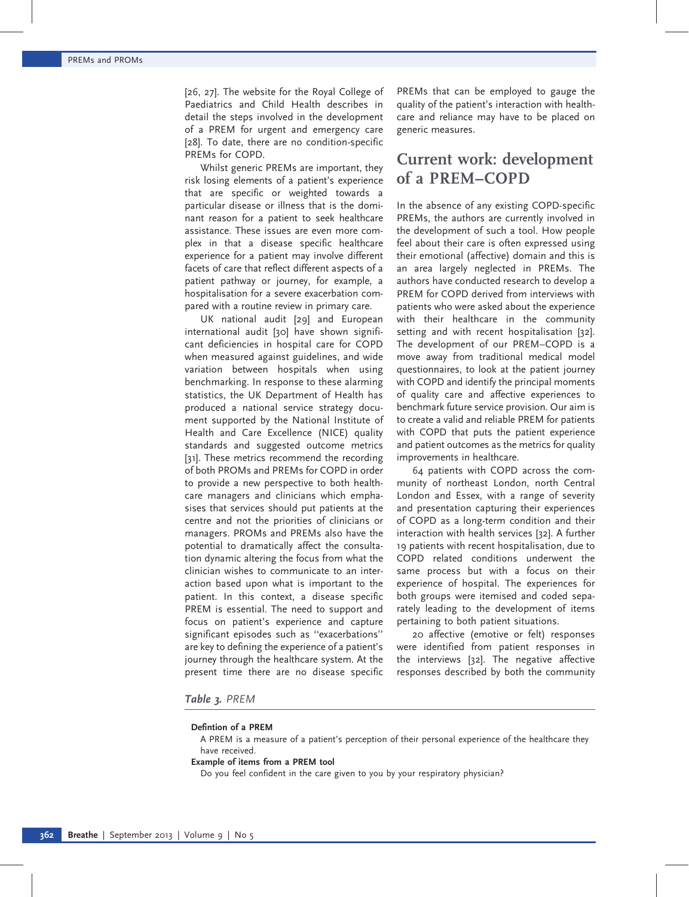[26, 27]. The website for the Royal College of Paediatrics and Child Health describes in detail the steps involved in the development of a PREM for urgent and emergency care [28]. To date, there are no condition-specific PREMs for COPD.

Whilst generic PREMs are important, they risk losing elements of a patient's experience that are specific or weighted towards a particular disease or illness that is the dominant reason for a patient to seek healthcare assistance. These issues are even more complex in that a disease specific healthcare experience for a patient may involve different facets of care that reflect different aspects of a patient pathway or journey, for example, a hospitalisation for a severe exacerbation compared with a routine review in primary care.

UK national audit [29] and European international audit [30] have shown significant deficiencies in hospital care for COPD when measured against guidelines, and wide variation between hospitals when using benchmarking. In response to these alarming statistics, the UK Department of Health has produced a national service strategy document supported by the National Institute of Health and Care Excellence (NICE) quality standards and suggested outcome metrics [31]. These metrics recommend the recording of both PROMs and PREMs for COPD in order to provide a new perspective to both healthcare managers and clinicians which emphasises that services should put patients at the centre and not the priorities of clinicians or managers. PROMs and PREMs also have the potential to dramatically affect the consultation dynamic altering the focus from what the clinician wishes to communicate to an interaction based upon what is important to the patient. In this context, a disease specific PREM is essential. The need to support and focus on patient's experience and capture significant episodes such as "exacerbations" are key to defining the experience of a patient's journey through the healthcare system. At the present time there are no disease specific PREMs that can be employed to gauge the quality of the patient's interaction with healthcare and reliance may have to be placed on generic measures.

## Current work: development of a PREM–COPD

In the absence of any existing COPD-specific PREMs, the authors are currently involved in the development of such a tool. How people feel about their care is often expressed using their emotional (affective) domain and this is an area largely neglected in PREMs. The authors have conducted research to develop a PREM for COPD derived from interviews with patients who were asked about the experience with their healthcare in the community setting and with recent hospitalisation [32]. The development of our PREM–COPD is a move away from traditional medical model questionnaires, to look at the patient journey with COPD and identify the principal moments of quality care and affective experiences to benchmark future service provision. Our aim is to create a valid and reliable PREM for patients with COPD that puts the patient experience and patient outcomes as the metrics for quality improvements in healthcare.

64 patients with COPD across the community of northeast London, north Central London and Essex, with a range of severity and presentation capturing their experiences of COPD as a long-term condition and their interaction with health services [32]. A further 19 patients with recent hospitalisation, due to COPD related conditions underwent the same process but with a focus on their experience of hospital. The experiences for both groups were itemised and coded separately leading to the development of items pertaining to both patient situations.

20 affective (emotive or felt) responses were identified from patient responses in the interviews [32]. The negative affective responses described by both the community

***Table 3.*** *PREM*

**Defintion of a PREM**

A PREM is a measure of a patient's perception of their personal experience of the healthcare they have received.

**Example of items from a PREM tool**

Do you feel confident in the care given to you by your respiratory physician?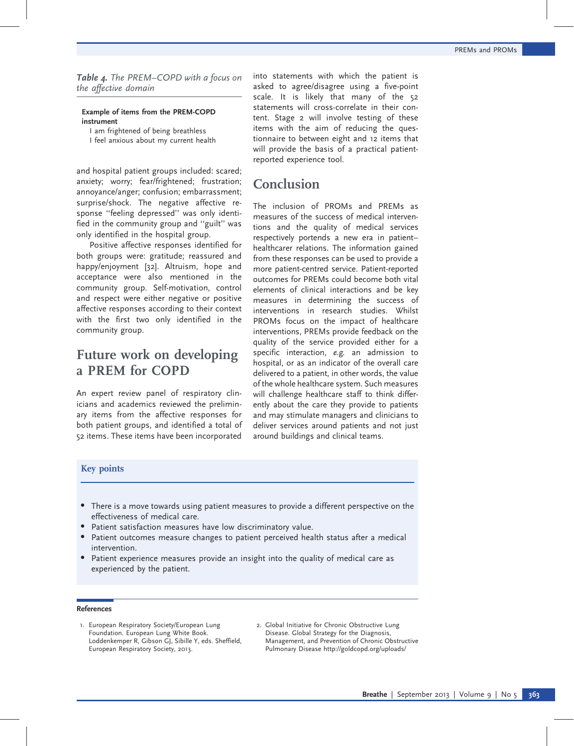*Table 4. The PREM–COPD with a focus on the affective domain*

| Example of items from the PREM-COPD instrument |
|---|
| I am frightened of being breathless |
| I feel anxious about my current health |

and hospital patient groups included: scared; anxiety; worry; fear/frightened; frustration; annoyance/anger; confusion; embarrassment; surprise/shock. The negative affective response ''feeling depressed'' was only identified in the community group and ''guilt'' was only identified in the hospital group.

Positive affective responses identified for both groups were: gratitude; reassured and happy/enjoyment [32]. Altruism, hope and acceptance were also mentioned in the community group. Self-motivation, control and respect were either negative or positive affective responses according to their context with the first two only identified in the community group.

## Future work on developing a PREM for COPD

An expert review panel of respiratory clinicians and academics reviewed the preliminary items from the affective responses for both patient groups, and identified a total of 52 items. These items have been incorporated into statements with which the patient is asked to agree/disagree using a five-point scale. It is likely that many of the 52 statements will cross-correlate in their content. Stage 2 will involve testing of these items with the aim of reducing the questionnaire to between eight and 12 items that will provide the basis of a practical patient-reported experience tool.

## Conclusion

The inclusion of PROMs and PREMs as measures of the success of medical interventions and the quality of medical services respectively portends a new era in patient–healthcarer relations. The information gained from these responses can be used to provide a more patient-centred service. Patient-reported outcomes for PREMs could become both vital elements of clinical interactions and be key measures in determining the success of interventions in research studies. Whilst PROMs focus on the impact of healthcare interventions, PREMs provide feedback on the quality of the service provided either for a specific interaction, *e.g.* an admission to hospital, or as an indicator of the overall care delivered to a patient, in other words, the value of the whole healthcare system. Such measures will challenge healthcare staff to think differently about the care they provide to patients and may stimulate managers and clinicians to deliver services around patients and not just around buildings and clinical teams.

### Key points

- There is a move towards using patient measures to provide a different perspective on the effectiveness of medical care.
- Patient satisfaction measures have low discriminatory value.
- Patient outcomes measure changes to patient perceived health status after a medical intervention.
- Patient experience measures provide an insight into the quality of medical care as experienced by the patient.

#### References

1. European Respiratory Society/European Lung Foundation. European Lung White Book. Loddenkemper R, Gibson GJ, Sibille Y, eds. Sheffield, European Respiratory Society, 2013.
2. Global Initiative for Chronic Obstructive Lung Disease. Global Strategy for the Diagnosis, Management, and Prevention of Chronic Obstructive Pulmonary Disease http://goldcopd.org/uploads/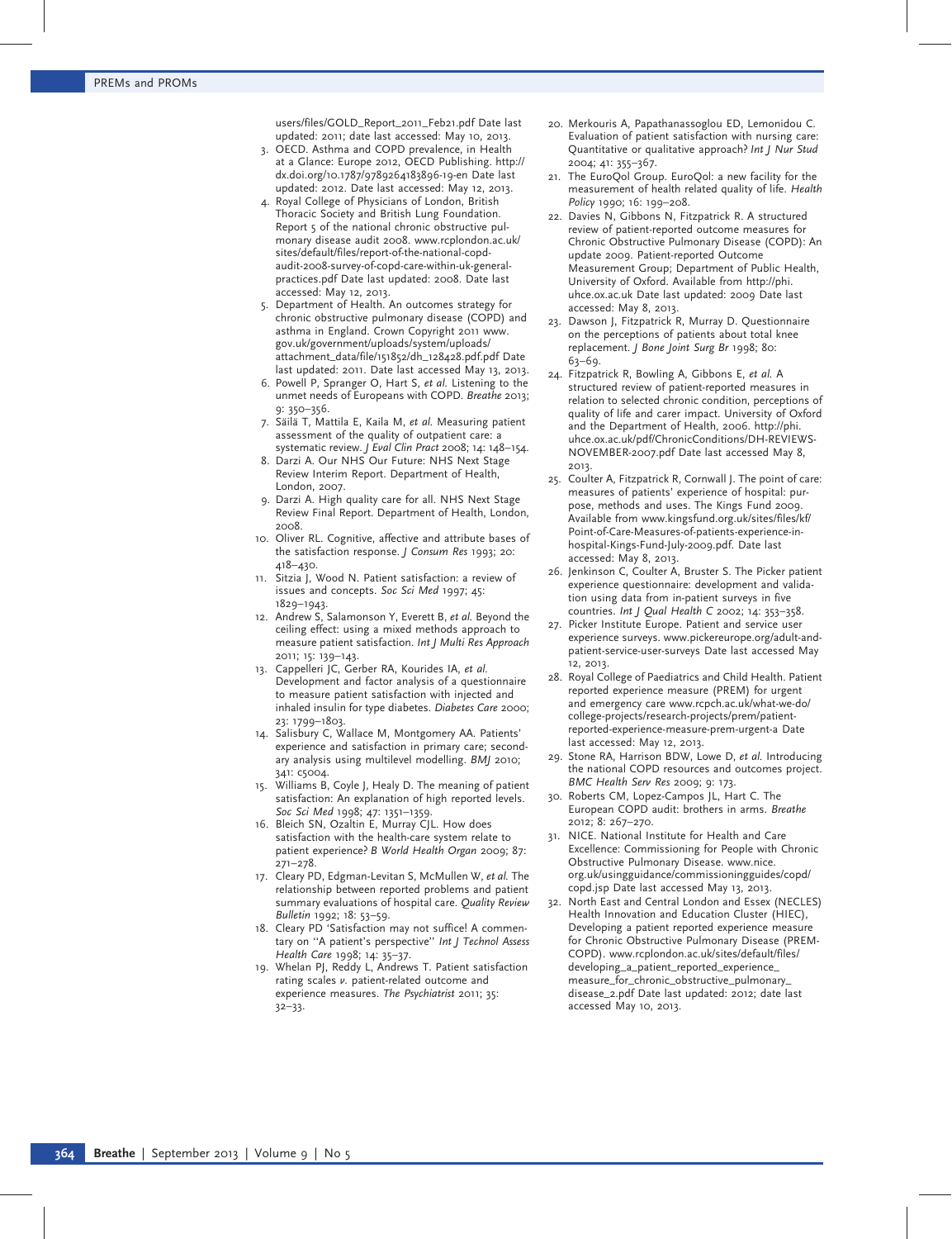users/files/GOLD_Report_2011_Feb21.pdf Date last updated: 2011; date last accessed: May 10, 2013.

3. OECD. Asthma and COPD prevalence, in Health at a Glance: Europe 2012, OECD Publishing. http://dx.doi.org/10.1787/9789264183896-19-en Date last updated: 2012. Date last accessed: May 12, 2013.
4. Royal College of Physicians of London, British Thoracic Society and British Lung Foundation. Report 5 of the national chronic obstructive pulmonary disease audit 2008. www.rcplondon.ac.uk/sites/default/files/report-of-the-national-copd-audit-2008-survey-of-copd-care-within-uk-general-practices.pdf Date last updated: 2008. Date last accessed: May 12, 2013.
5. Department of Health. An outcomes strategy for chronic obstructive pulmonary disease (COPD) and asthma in England. Crown Copyright 2011 www.gov.uk/government/uploads/system/uploads/attachment_data/file/151852/dh_128428.pdf.pdf Date last updated: 2011. Date last accessed May 13, 2013.
6. Powell P, Spranger O, Hart S, *et al.* Listening to the unmet needs of Europeans with COPD. *Breathe* 2013; 9: 350–356.
7. Säilä T, Mattila E, Kaila M, *et al.* Measuring patient assessment of the quality of outpatient care: a systematic review. *J Eval Clin Pract* 2008; 14: 148–154.
8. Darzi A. Our NHS Our Future: NHS Next Stage Review Interim Report. Department of Health, London, 2007.
9. Darzi A. High quality care for all. NHS Next Stage Review Final Report. Department of Health, London, 2008.
10. Oliver RL. Cognitive, affective and attribute bases of the satisfaction response. *J Consum Res* 1993; 20: 418–430.
11. Sitzia J, Wood N. Patient satisfaction: a review of issues and concepts. *Soc Sci Med* 1997; 45: 1829–1943.
12. Andrew S, Salamonson Y, Everett B, *et al.* Beyond the ceiling effect: using a mixed methods approach to measure patient satisfaction. *Int J Multi Res Approach* 2011; 15: 139–143.
13. Cappelleri JC, Gerber RA, Kourides IA, *et al.* Development and factor analysis of a questionnaire to measure patient satisfaction with injected and inhaled insulin for type diabetes. *Diabetes Care* 2000; 23: 1799–1803.
14. Salisbury C, Wallace M, Montgomery AA. Patients' experience and satisfaction in primary care; secondary analysis using multilevel modelling. *BMJ* 2010; 341: c5004.
15. Williams B, Coyle J, Healy D. The meaning of patient satisfaction: An explanation of high reported levels. *Soc Sci Med* 1998; 47: 1351–1359.
16. Bleich SN, Ozaltin E, Murray CJL. How does satisfaction with the health-care system relate to patient experience? *B World Health Organ* 2009; 87: 271–278.
17. Cleary PD, Edgman-Levitan S, McMullen W, *et al.* The relationship between reported problems and patient summary evaluations of hospital care. *Quality Review Bulletin* 1992; 18: 53–59.
18. Cleary PD 'Satisfaction may not suffice! A commentary on "A patient's perspective" *Int J Technol Assess Health Care* 1998; 14: 35–37.
19. Whelan PJ, Reddy L, Andrews T. Patient satisfaction rating scales *v.* patient-related outcome and experience measures. *The Psychiatrist* 2011; 35: 32–33.
20. Merkouris A, Papathanassoglou ED, Lemonidou C. Evaluation of patient satisfaction with nursing care: Quantitative or qualitative approach? *Int J Nur Stud* 2004; 41: 355–367.
21. The EuroQol Group. EuroQol: a new facility for the measurement of health related quality of life. *Health Policy* 1990; 16: 199–208.
22. Davies N, Gibbons N, Fitzpatrick R. A structured review of patient-reported outcome measures for Chronic Obstructive Pulmonary Disease (COPD): An update 2009. Patient-reported Outcome Measurement Group; Department of Public Health, University of Oxford. Available from http://phi.uhce.ox.ac.uk Date last updated: 2009 Date last accessed: May 8, 2013.
23. Dawson J, Fitzpatrick R, Murray D. Questionnaire on the perceptions of patients about total knee replacement. *J Bone Joint Surg Br* 1998; 80: 63–69.
24. Fitzpatrick R, Bowling A, Gibbons E, *et al.* A structured review of patient-reported measures in relation to selected chronic condition, perceptions of quality of life and carer impact. University of Oxford and the Department of Health, 2006. http://phi.uhce.ox.ac.uk/pdf/ChronicConditions/DH-REVIEWS-NOVEMBER-2007.pdf Date last accessed May 8, 2013.
25. Coulter A, Fitzpatrick R, Cornwall J. The point of care: measures of patients' experience of hospital: purpose, methods and uses. The Kings Fund 2009. Available from www.kingsfund.org.uk/sites/files/kf/Point-of-Care-Measures-of-patients-experience-in-hospital-Kings-Fund-July-2009.pdf. Date last accessed: May 8, 2013.
26. Jenkinson C, Coulter A, Bruster S. The Picker patient experience questionnaire: development and validation using data from in-patient surveys in five countries. *Int J Qual Health C* 2002; 14: 353–358.
27. Picker Institute Europe. Patient and service user experience surveys. www.pickereurope.org/adult-and-patient-service-user-surveys Date last accessed May 12, 2013.
28. Royal College of Paediatrics and Child Health. Patient reported experience measure (PREM) for urgent and emergency care www.rcpch.ac.uk/what-we-do/college-projects/research-projects/prem/patient-reported-experience-measure-prem-urgent-a Date last accessed: May 12, 2013.
29. Stone RA, Harrison BDW, Lowe D, *et al.* Introducing the national COPD resources and outcomes project. *BMC Health Serv Res* 2009; 9: 173.
30. Roberts CM, Lopez-Campos JL, Hart C. The European COPD audit: brothers in arms. *Breathe* 2012; 8: 267–270.
31. NICE. National Institute for Health and Care Excellence: Commissioning for People with Chronic Obstructive Pulmonary Disease. www.nice.org.uk/usingguidance/commissioningguides/copd/copd.jsp Date last accessed May 13, 2013.
32. North East and Central London and Essex (NECLES) Health Innovation and Education Cluster (HIEC), Developing a patient reported experience measure for Chronic Obstructive Pulmonary Disease (PREM-COPD). www.rcplondon.ac.uk/sites/default/files/developing_a_patient_reported_experience_measure_for_chronic_obstructive_pulmonary_disease_2.pdf Date last updated: 2012; date last accessed May 10, 2013.